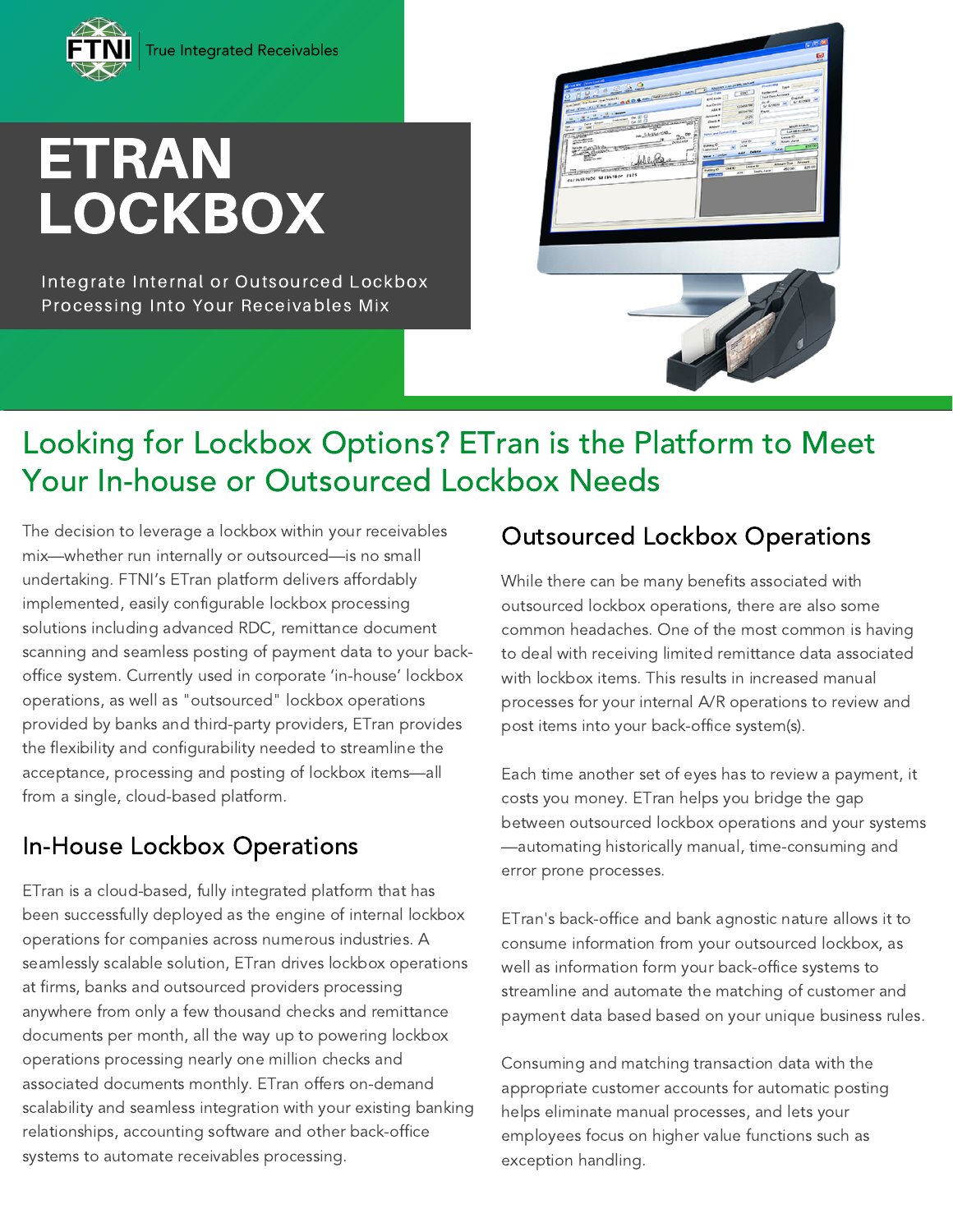FTNI | True Integrated Receivables

# ETRAN LOCKBOX

Integrate Internal or Outsourced Lockbox Processing Into Your Receivables Mix

## Looking for Lockbox Options? ETran is the Platform to Meet Your In-house or Outsourced Lockbox Needs

The decision to leverage a lockbox within your receivables mix—whether run internally or outsourced—is no small undertaking. FTNI's ETran platform delivers affordably implemented, easily configurable lockbox processing solutions including advanced RDC, remittance document scanning and seamless posting of payment data to your back-office system. Currently used in corporate 'in-house' lockbox operations, as well as "outsourced" lockbox operations provided by banks and third-party providers, ETran provides the flexibility and configurability needed to streamline the acceptance, processing and posting of lockbox items—all from a single, cloud-based platform.

### In-House Lockbox Operations

ETran is a cloud-based, fully integrated platform that has been successfully deployed as the engine of internal lockbox operations for companies across numerous industries. A seamlessly scalable solution, ETran drives lockbox operations at firms, banks and outsourced providers processing anywhere from only a few thousand checks and remittance documents per month, all the way up to powering lockbox operations processing nearly one million checks and associated documents monthly. ETran offers on-demand scalability and seamless integration with your existing banking relationships, accounting software and other back-office systems to automate receivables processing.

### Outsourced Lockbox Operations

While there can be many benefits associated with outsourced lockbox operations, there are also some common headaches. One of the most common is having to deal with receiving limited remittance data associated with lockbox items. This results in increased manual processes for your internal A/R operations to review and post items into your back-office system(s).

Each time another set of eyes has to review a payment, it costs you money. ETran helps you bridge the gap between outsourced lockbox operations and your systems—automating historically manual, time-consuming and error prone processes.

ETran's back-office and bank agnostic nature allows it to consume information from your outsourced lockbox, as well as information form your back-office systems to streamline and automate the matching of customer and payment data based based on your unique business rules.

Consuming and matching transaction data with the appropriate customer accounts for automatic posting helps eliminate manual processes, and lets your employees focus on higher value functions such as exception handling.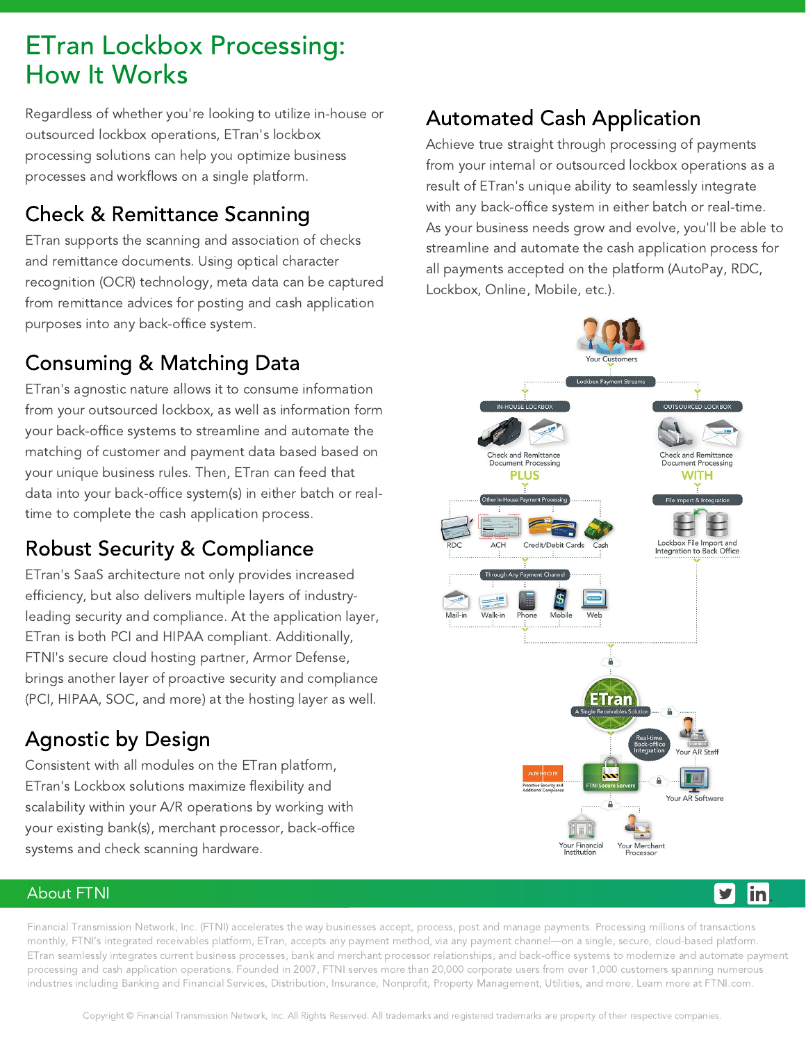# ETran Lockbox Processing: How It Works

Regardless of whether you're looking to utilize in-house or outsourced lockbox operations, ETran's lockbox processing solutions can help you optimize business processes and workflows on a single platform.

## Check & Remittance Scanning

ETran supports the scanning and association of checks and remittance documents. Using optical character recognition (OCR) technology, meta data can be captured from remittance advices for posting and cash application purposes into any back-office system.

## Consuming & Matching Data

ETran's agnostic nature allows it to consume information from your outsourced lockbox, as well as information form your back-office systems to streamline and automate the matching of customer and payment data based based on your unique business rules. Then, ETran can feed that data into your back-office system(s) in either batch or real-time to complete the cash application process.

## Robust Security & Compliance

ETran's SaaS architecture not only provides increased efficiency, but also delivers multiple layers of industry-leading security and compliance. At the application layer, ETran is both PCI and HIPAA compliant. Additionally, FTNI's secure cloud hosting partner, Armor Defense, brings another layer of proactive security and compliance (PCI, HIPAA, SOC, and more) at the hosting layer as well.

## Agnostic by Design

Consistent with all modules on the ETran platform, ETran's Lockbox solutions maximize flexibility and scalability within your A/R operations by working with your existing bank(s), merchant processor, back-office systems and check scanning hardware.

## Automated Cash Application

Achieve true straight through processing of payments from your internal or outsourced lockbox operations as a result of ETran's unique ability to seamlessly integrate with any back-office system in either batch or real-time. As your business needs grow and evolve, you'll be able to streamline and automate the cash application process for all payments accepted on the platform (AutoPay, RDC, Lockbox, Online, Mobile, etc.).

Your Customers
Lockbox Payment Streams
IN-HOUSE LOCKBOX
OUTSOURCED LOCKBOX
Check and Remittance Document Processing
PLUS
Check and Remittance Document Processing
WITH
Other In-House Payment Processing
RDC
ACH
Credit/Debit Cards
Cash
File Import & Integration
Lockbox File Import and Integration to Back Office
Through Any Payment Channel
Mail-in
Walk-in
Phone
Mobile
Web
ETran
A Single Receivables Solution
Real-time Back-office Integration
Your AR Staff
ARMOR
Proactive Security and Additional Compliance
FTNI Secure Servers
Your AR Software
Your Financial Institution
Your Merchant Processor

## About FTNI

Financial Transmission Network, Inc. (FTNI) accelerates the way businesses accept, process, post and manage payments. Processing millions of transactions monthly, FTNI's integrated receivables platform, ETran, accepts any payment method, via any payment channel—on a single, secure, cloud-based platform. ETran seamlessly integrates current business processes, bank and merchant processor relationships, and back-office systems to modernize and automate payment processing and cash application operations. Founded in 2007, FTNI serves more than 20,000 corporate users from over 1,000 customers spanning numerous industries including Banking and Financial Services, Distribution, Insurance, Nonprofit, Property Management, Utilities, and more. Learn more at FTNI.com.

Copyright © Financial Transmission Network, Inc. All Rights Reserved. All trademarks and registered trademarks are property of their respective companies.